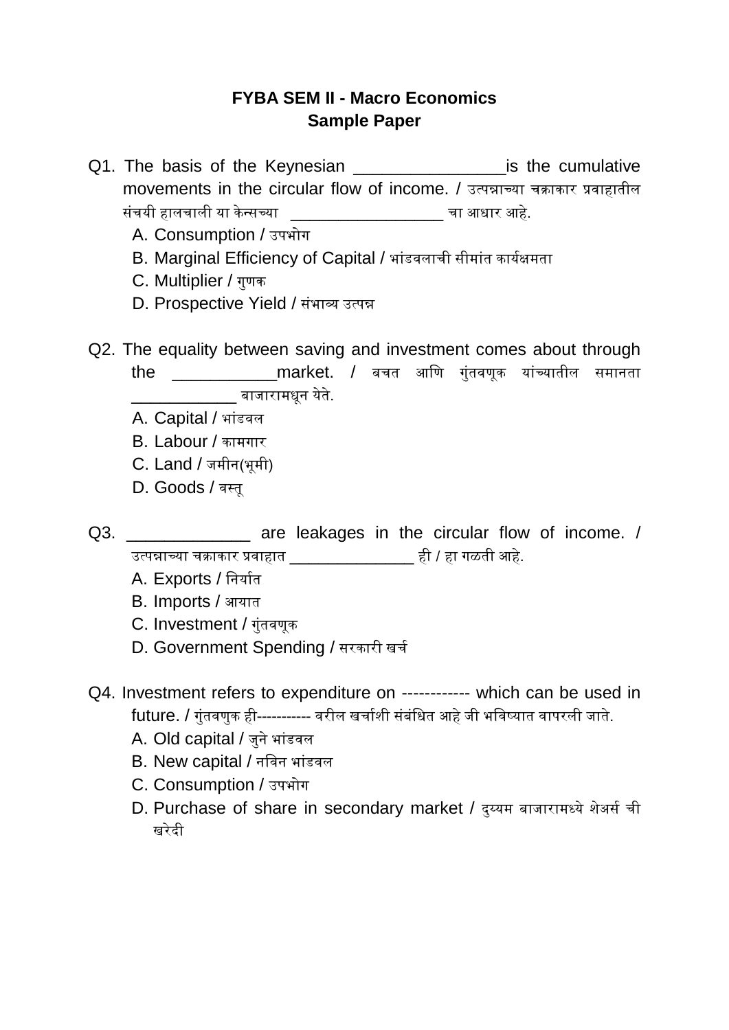**FYBA SEM II - Macro Economics**
**Sample Paper**

Q1. The basis of the Keynesian ________________is the cumulative movements in the circular flow of income. / उत्पन्नाच्या चक्राकार प्रवाहातील संचयी हालचाली या केन्सच्या _________________ चा आधार आहे.

A. Consumption / उपभोग
B. Marginal Efficiency of Capital / भांडवलाची सीमांत कार्यक्षमता
C. Multiplier / गुणक
D. Prospective Yield / संभाव्य उत्पन्न

Q2. The equality between saving and investment comes about through the ___________market. / बचत आणि गुंतवणूक यांच्यातील समानता ___________ बाजारामधून येते.

A. Capital / भांडवल
B. Labour / कामगार
C. Land / जमीन(भूमी)
D. Goods / वस्तू

Q3. _____________ are leakages in the circular flow of income. / उत्पन्नाच्या चक्राकार प्रवाहात ______________ ही / हा गळती आहे.

A. Exports / निर्यात
B. Imports / आयात
C. Investment / गुंतवणूक
D. Government Spending / सरकारी खर्च

Q4. Investment refers to expenditure on ------------ which can be used in future. / गुंतवणुक ही----------- वरील खर्चाशी संबंधित आहे जी भविष्यात वापरली जाते.

A. Old capital / जुने भांडवल
B. New capital / नविन भांडवल
C. Consumption / उपभोग
D. Purchase of share in secondary market / दुय्यम बाजारामध्ये शेअर्स ची खरेदी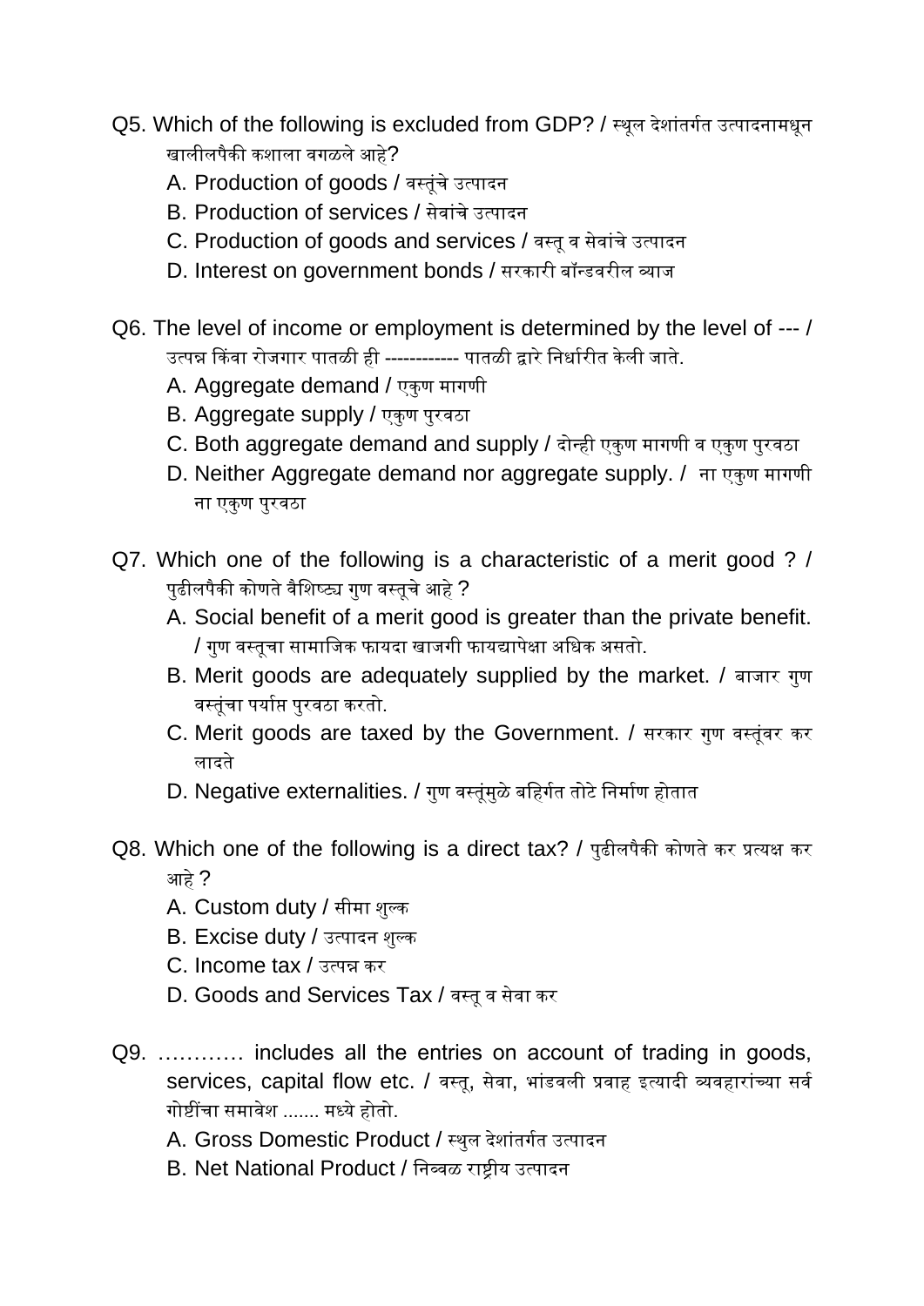Q5. Which of the following is excluded from GDP? / स्थूल देशांतर्गत उत्पादनामधून खालीलपैकी कशाला वगळले आहे?

A. Production of goods / वस्तूंचे उत्पादन
B. Production of services / सेवांचे उत्पादन
C. Production of goods and services / वस्तू व सेवांचे उत्पादन
D. Interest on government bonds / सरकारी बॉन्डवरील व्याज

Q6. The level of income or employment is determined by the level of --- / उत्पन्न किंवा रोजगार पातळी ही ------------ पातळी द्वारे निर्धारीत केली जाते.

A. Aggregate demand / एकुण मागणी
B. Aggregate supply / एकुण पुरवठा
C. Both aggregate demand and supply / दोन्ही एकुण मागणी व एकुण पुरवठा
D. Neither Aggregate demand nor aggregate supply. / ना एकुण मागणी ना एकुण पुरवठा

Q7. Which one of the following is a characteristic of a merit good ? / पुढीलपैकी कोणते वैशिष्ट्य गुण वस्तूचे आहे ?

A. Social benefit of a merit good is greater than the private benefit. / गुण वस्तूचा सामाजिक फायदा खाजगी फायद्यापेक्षा अधिक असतो.
B. Merit goods are adequately supplied by the market. / बाजार गुण वस्तूंचा पर्याप्त पुरवठा करतो.
C. Merit goods are taxed by the Government. / सरकार गुण वस्तूंवर कर लादते
D. Negative externalities. / गुण वस्तूंमुळे बहिर्गत तोटे निर्माण होतात

Q8. Which one of the following is a direct tax? / पुढीलपैकी कोणते कर प्रत्यक्ष कर आहे ?

A. Custom duty / सीमा शुल्क
B. Excise duty / उत्पादन शुल्क
C. Income tax / उत्पन्न कर
D. Goods and Services Tax / वस्तू व सेवा कर

Q9. ………… includes all the entries on account of trading in goods, services, capital flow etc. / वस्तू, सेवा, भांडवली प्रवाह इत्यादी व्यवहारांच्या सर्व गोष्टींचा समावेश ....... मध्ये होतो.

A. Gross Domestic Product / स्थुल देशांतर्गत उत्पादन
B. Net National Product / निव्वळ राष्ट्रीय उत्पादन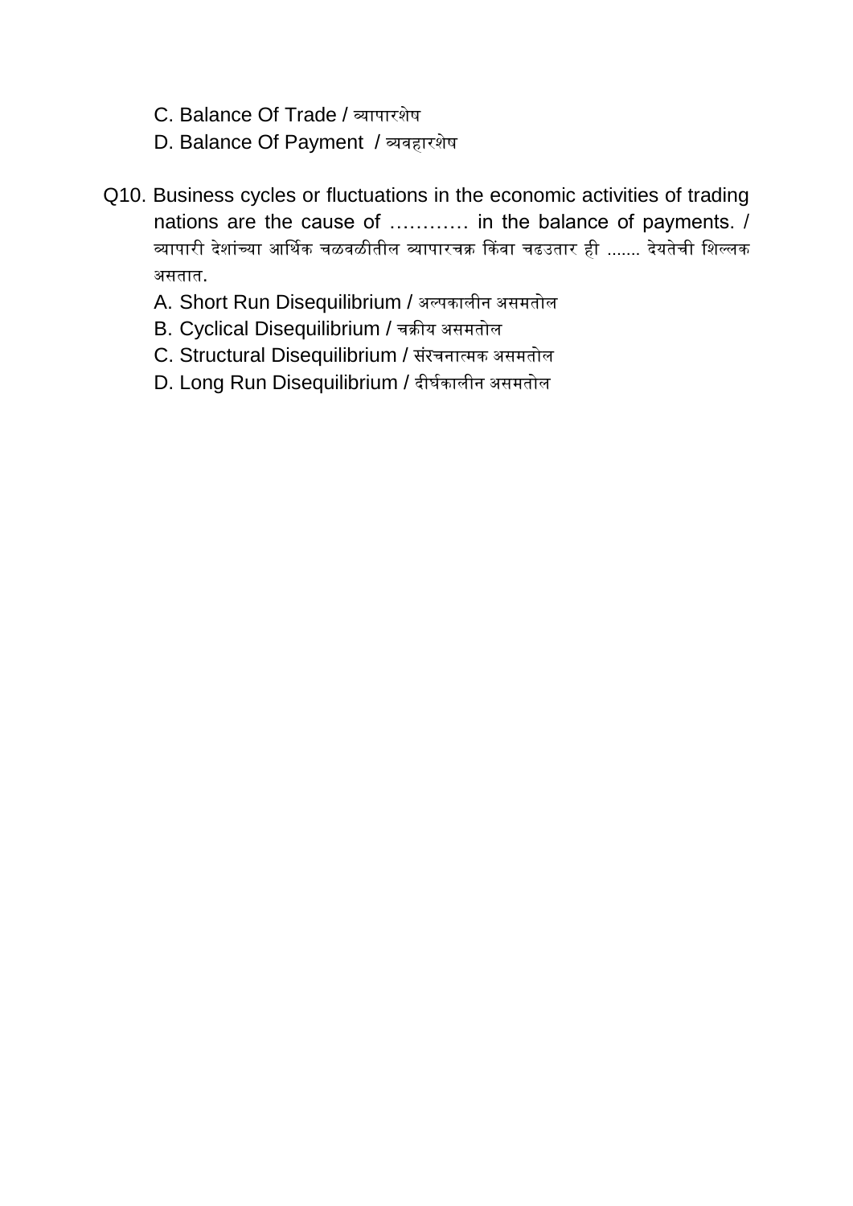C. Balance Of Trade / व्यापारशेष

D. Balance Of Payment / व्यवहारशेष

Q10. Business cycles or fluctuations in the economic activities of trading nations are the cause of ………… in the balance of payments. / व्यापारी देशांच्या आर्थिक चळवळीतील व्यापारचक्र किंवा चढउतार ही ....... देयतेची शिल्लक असतात.

A. Short Run Disequilibrium / अल्पकालीन असमतोल

B. Cyclical Disequilibrium / चक्रीय असमतोल

C. Structural Disequilibrium / संरचनात्मक असमतोल

D. Long Run Disequilibrium / दीर्घकालीन असमतोल